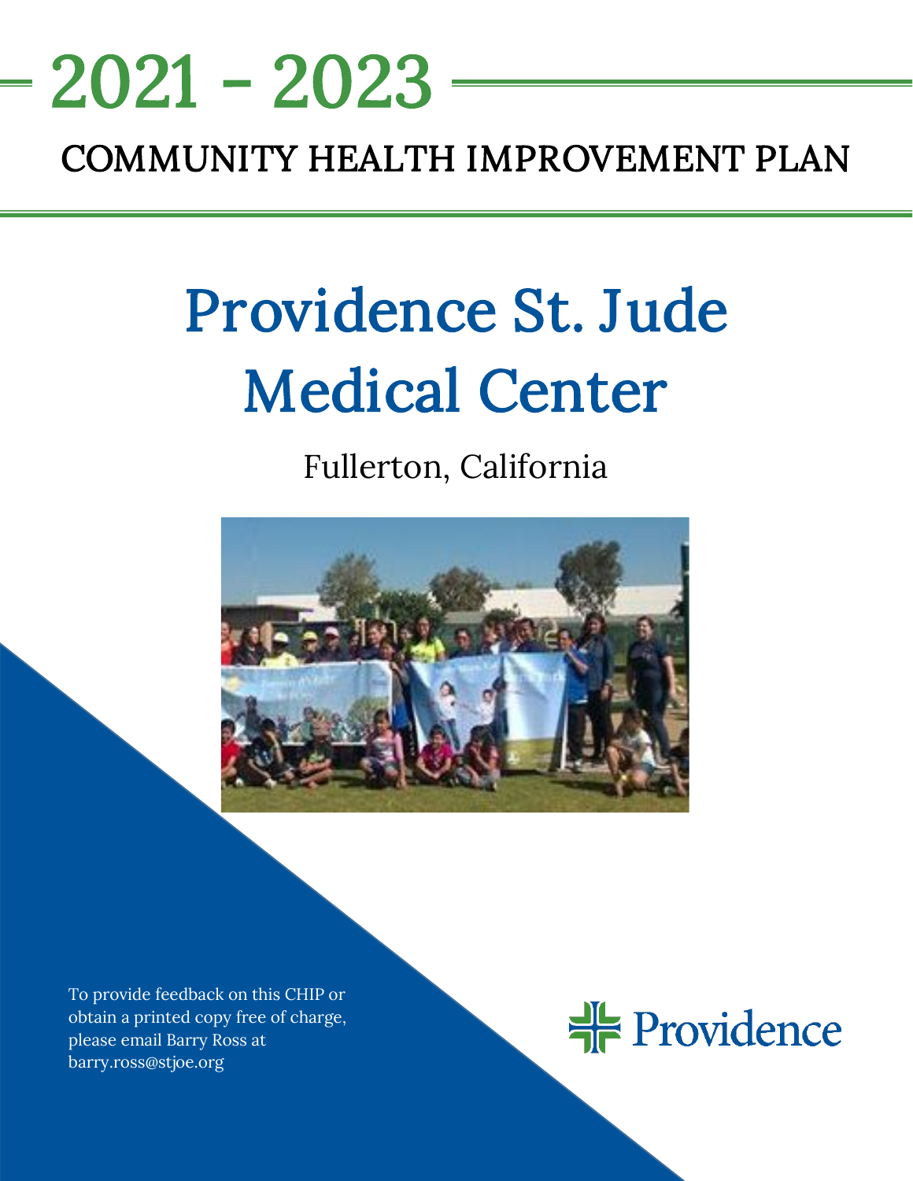# 2021 - 2023

## COMMUNITY HEALTH IMPROVEMENT PLAN

# Providence St. Jude Medical Center

Fullerton, California

To provide feedback on this CHIP or obtain a printed copy free of charge, please email Barry Ross at barry.ross@stjoe.org

Providence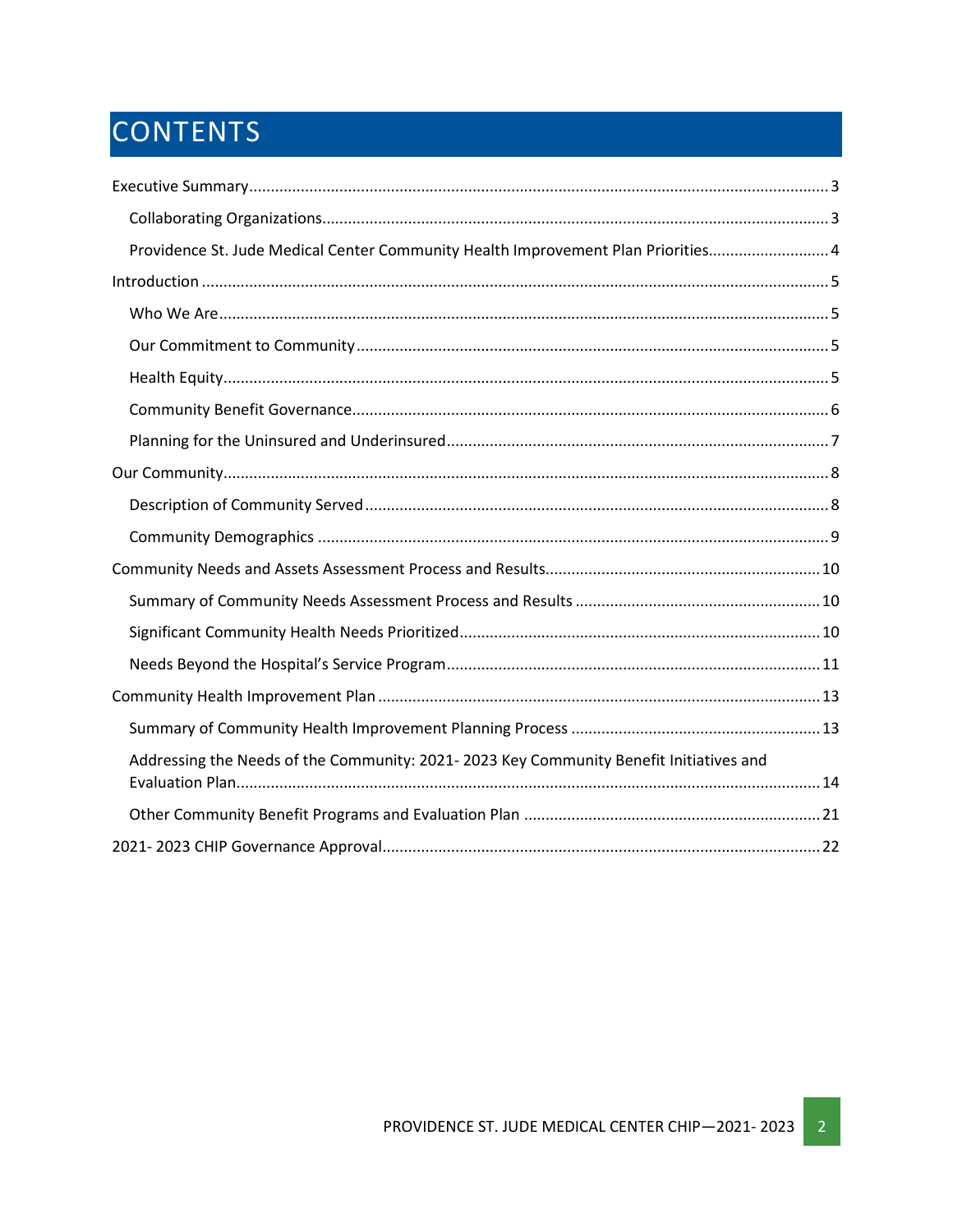# CONTENTS

- Executive Summary ..... 3
  - Collaborating Organizations ..... 3
  - Providence St. Jude Medical Center Community Health Improvement Plan Priorities ..... 4
- Introduction ..... 5
  - Who We Are ..... 5
  - Our Commitment to Community ..... 5
  - Health Equity ..... 5
  - Community Benefit Governance ..... 6
  - Planning for the Uninsured and Underinsured ..... 7
- Our Community ..... 8
  - Description of Community Served ..... 8
  - Community Demographics ..... 9
- Community Needs and Assets Assessment Process and Results ..... 10
  - Summary of Community Needs Assessment Process and Results ..... 10
  - Significant Community Health Needs Prioritized ..... 10
  - Needs Beyond the Hospital's Service Program ..... 11
- Community Health Improvement Plan ..... 13
  - Summary of Community Health Improvement Planning Process ..... 13
  - Addressing the Needs of the Community: 2021- 2023 Key Community Benefit Initiatives and Evaluation Plan ..... 14
  - Other Community Benefit Programs and Evaluation Plan ..... 21
- 2021- 2023 CHIP Governance Approval ..... 22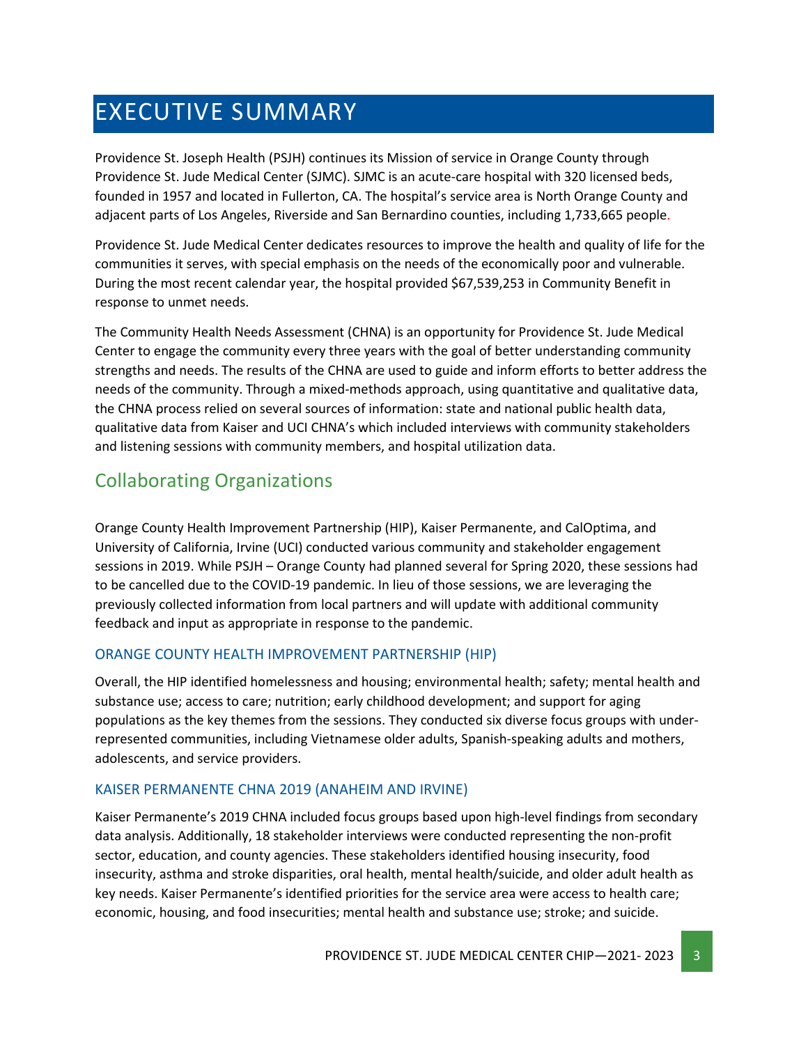# EXECUTIVE SUMMARY

Providence St. Joseph Health (PSJH) continues its Mission of service in Orange County through Providence St. Jude Medical Center (SJMC). SJMC is an acute-care hospital with 320 licensed beds, founded in 1957 and located in Fullerton, CA. The hospital's service area is North Orange County and adjacent parts of Los Angeles, Riverside and San Bernardino counties, including 1,733,665 people.

Providence St. Jude Medical Center dedicates resources to improve the health and quality of life for the communities it serves, with special emphasis on the needs of the economically poor and vulnerable. During the most recent calendar year, the hospital provided $67,539,253 in Community Benefit in response to unmet needs.

The Community Health Needs Assessment (CHNA) is an opportunity for Providence St. Jude Medical Center to engage the community every three years with the goal of better understanding community strengths and needs. The results of the CHNA are used to guide and inform efforts to better address the needs of the community. Through a mixed-methods approach, using quantitative and qualitative data, the CHNA process relied on several sources of information: state and national public health data, qualitative data from Kaiser and UCI CHNA's which included interviews with community stakeholders and listening sessions with community members, and hospital utilization data.

## Collaborating Organizations

Orange County Health Improvement Partnership (HIP), Kaiser Permanente, and CalOptima, and University of California, Irvine (UCI) conducted various community and stakeholder engagement sessions in 2019. While PSJH – Orange County had planned several for Spring 2020, these sessions had to be cancelled due to the COVID-19 pandemic. In lieu of those sessions, we are leveraging the previously collected information from local partners and will update with additional community feedback and input as appropriate in response to the pandemic.

### ORANGE COUNTY HEALTH IMPROVEMENT PARTNERSHIP (HIP)

Overall, the HIP identified homelessness and housing; environmental health; safety; mental health and substance use; access to care; nutrition; early childhood development; and support for aging populations as the key themes from the sessions. They conducted six diverse focus groups with under-represented communities, including Vietnamese older adults, Spanish-speaking adults and mothers, adolescents, and service providers.

### KAISER PERMANENTE CHNA 2019 (ANAHEIM AND IRVINE)

Kaiser Permanente's 2019 CHNA included focus groups based upon high-level findings from secondary data analysis. Additionally, 18 stakeholder interviews were conducted representing the non-profit sector, education, and county agencies. These stakeholders identified housing insecurity, food insecurity, asthma and stroke disparities, oral health, mental health/suicide, and older adult health as key needs. Kaiser Permanente's identified priorities for the service area were access to health care; economic, housing, and food insecurities; mental health and substance use; stroke; and suicide.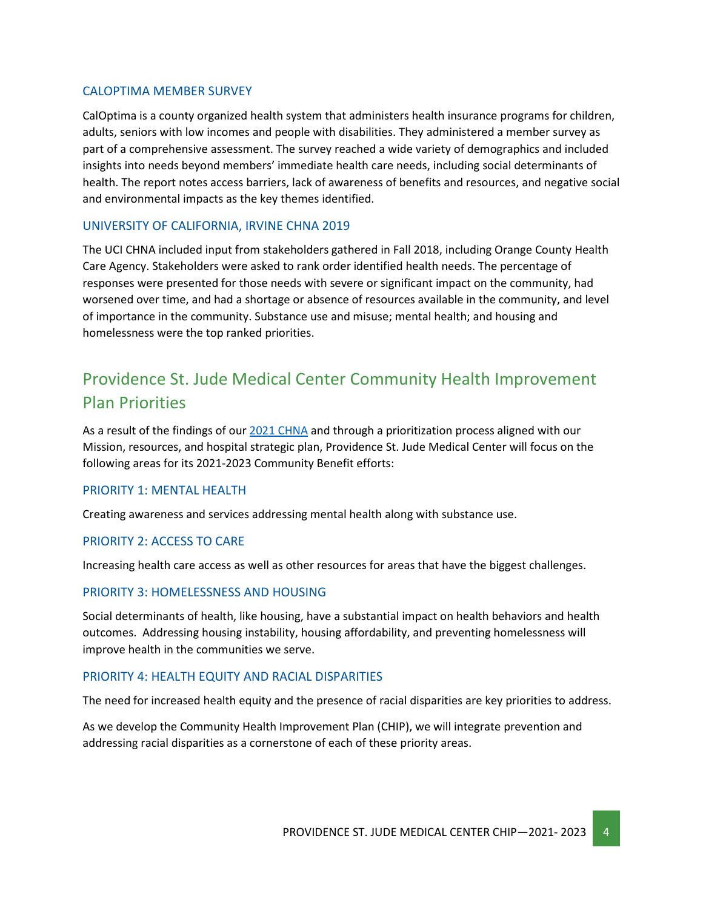### CALOPTIMA MEMBER SURVEY

CalOptima is a county organized health system that administers health insurance programs for children, adults, seniors with low incomes and people with disabilities. They administered a member survey as part of a comprehensive assessment. The survey reached a wide variety of demographics and included insights into needs beyond members' immediate health care needs, including social determinants of health. The report notes access barriers, lack of awareness of benefits and resources, and negative social and environmental impacts as the key themes identified.

### UNIVERSITY OF CALIFORNIA, IRVINE CHNA 2019

The UCI CHNA included input from stakeholders gathered in Fall 2018, including Orange County Health Care Agency. Stakeholders were asked to rank order identified health needs. The percentage of responses were presented for those needs with severe or significant impact on the community, had worsened over time, and had a shortage or absence of resources available in the community, and level of importance in the community. Substance use and misuse; mental health; and housing and homelessness were the top ranked priorities.

## Providence St. Jude Medical Center Community Health Improvement Plan Priorities

As a result of the findings of our 2021 CHNA and through a prioritization process aligned with our Mission, resources, and hospital strategic plan, Providence St. Jude Medical Center will focus on the following areas for its 2021-2023 Community Benefit efforts:

### PRIORITY 1: MENTAL HEALTH

Creating awareness and services addressing mental health along with substance use.

### PRIORITY 2: ACCESS TO CARE

Increasing health care access as well as other resources for areas that have the biggest challenges.

### PRIORITY 3: HOMELESSNESS AND HOUSING

Social determinants of health, like housing, have a substantial impact on health behaviors and health outcomes. Addressing housing instability, housing affordability, and preventing homelessness will improve health in the communities we serve.

### PRIORITY 4: HEALTH EQUITY AND RACIAL DISPARITIES

The need for increased health equity and the presence of racial disparities are key priorities to address.

As we develop the Community Health Improvement Plan (CHIP), we will integrate prevention and addressing racial disparities as a cornerstone of each of these priority areas.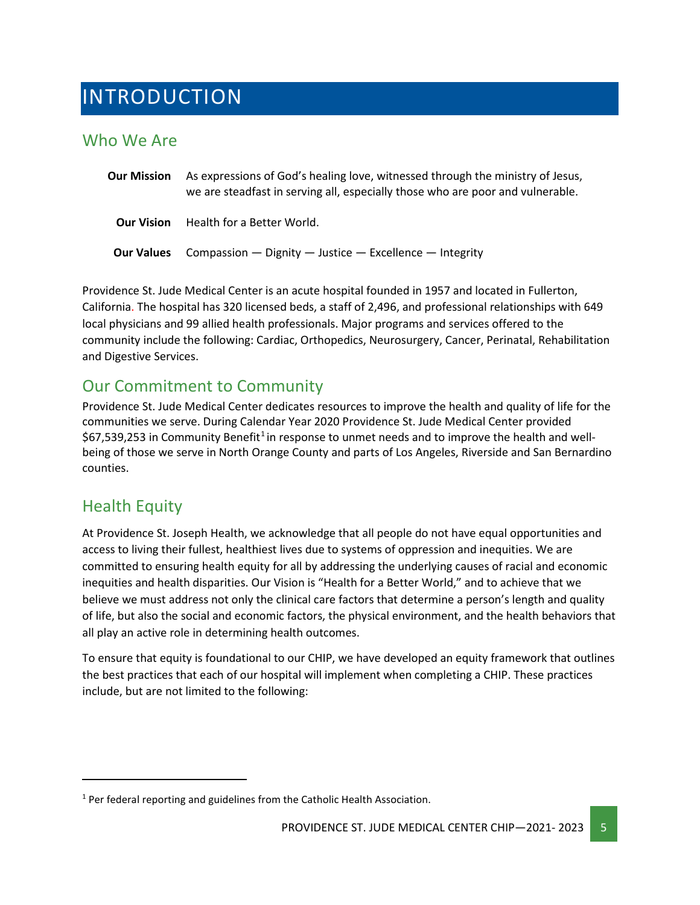# INTRODUCTION

## Who We Are

**Our Mission** As expressions of God's healing love, witnessed through the ministry of Jesus, we are steadfast in serving all, especially those who are poor and vulnerable.

**Our Vision** Health for a Better World.

**Our Values** Compassion — Dignity — Justice — Excellence — Integrity

Providence St. Jude Medical Center is an acute hospital founded in 1957 and located in Fullerton, California. The hospital has 320 licensed beds, a staff of 2,496, and professional relationships with 649 local physicians and 99 allied health professionals. Major programs and services offered to the community include the following: Cardiac, Orthopedics, Neurosurgery, Cancer, Perinatal, Rehabilitation and Digestive Services.

## Our Commitment to Community

Providence St. Jude Medical Center dedicates resources to improve the health and quality of life for the communities we serve. During Calendar Year 2020 Providence St. Jude Medical Center provided $67,539,253 in Community Benefit[1] in response to unmet needs and to improve the health and well-being of those we serve in North Orange County and parts of Los Angeles, Riverside and San Bernardino counties.

## Health Equity

At Providence St. Joseph Health, we acknowledge that all people do not have equal opportunities and access to living their fullest, healthiest lives due to systems of oppression and inequities. We are committed to ensuring health equity for all by addressing the underlying causes of racial and economic inequities and health disparities. Our Vision is "Health for a Better World," and to achieve that we believe we must address not only the clinical care factors that determine a person's length and quality of life, but also the social and economic factors, the physical environment, and the health behaviors that all play an active role in determining health outcomes.

To ensure that equity is foundational to our CHIP, we have developed an equity framework that outlines the best practices that each of our hospital will implement when completing a CHIP. These practices include, but are not limited to the following:

[1] Per federal reporting and guidelines from the Catholic Health Association.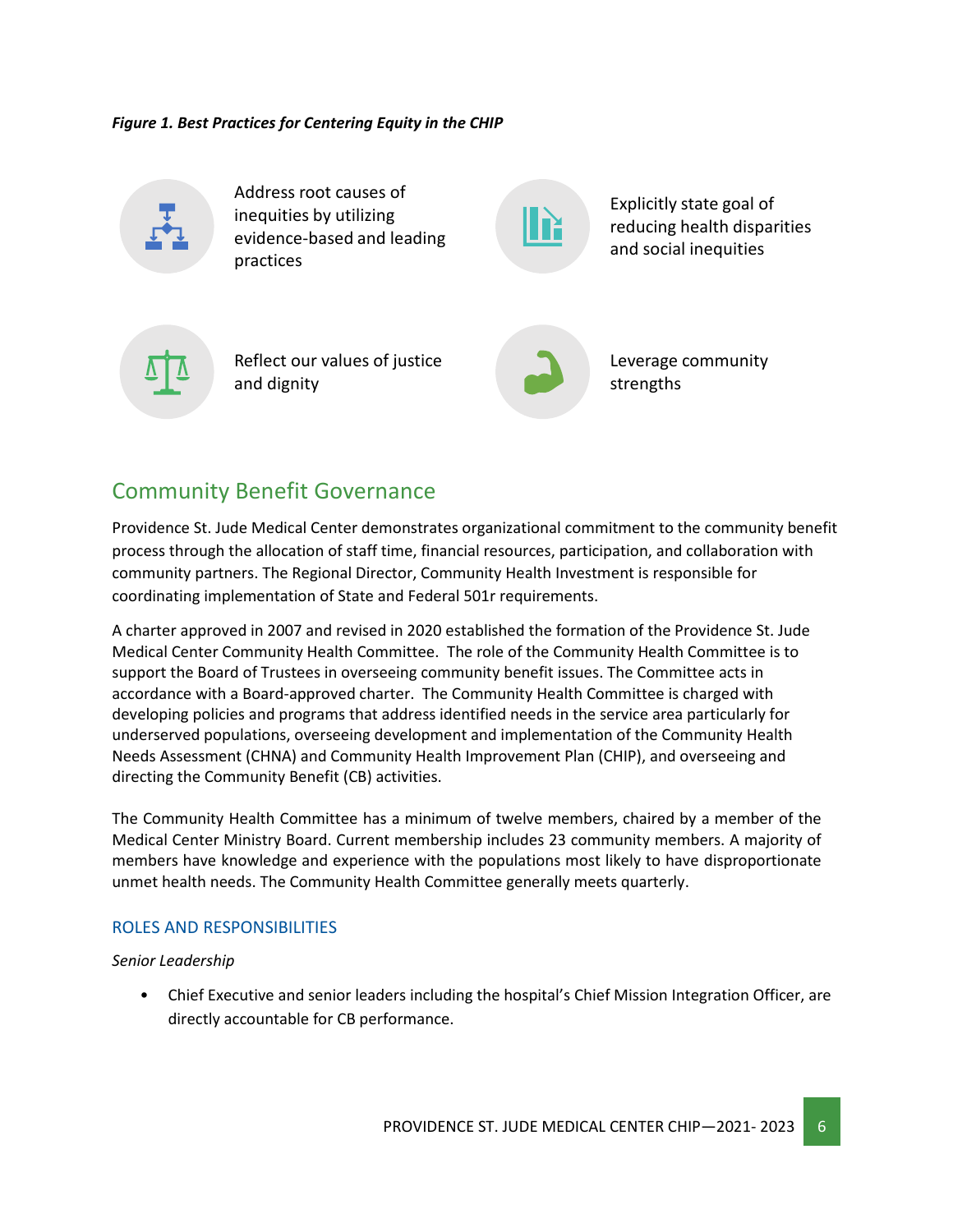***Figure 1. Best Practices for Centering Equity in the CHIP***

- Address root causes of inequities by utilizing evidence-based and leading practices
- Explicitly state goal of reducing health disparities and social inequities
- Reflect our values of justice and dignity
- Leverage community strengths

## Community Benefit Governance

Providence St. Jude Medical Center demonstrates organizational commitment to the community benefit process through the allocation of staff time, financial resources, participation, and collaboration with community partners. The Regional Director, Community Health Investment is responsible for coordinating implementation of State and Federal 501r requirements.

A charter approved in 2007 and revised in 2020 established the formation of the Providence St. Jude Medical Center Community Health Committee. The role of the Community Health Committee is to support the Board of Trustees in overseeing community benefit issues. The Committee acts in accordance with a Board-approved charter. The Community Health Committee is charged with developing policies and programs that address identified needs in the service area particularly for underserved populations, overseeing development and implementation of the Community Health Needs Assessment (CHNA) and Community Health Improvement Plan (CHIP), and overseeing and directing the Community Benefit (CB) activities.

The Community Health Committee has a minimum of twelve members, chaired by a member of the Medical Center Ministry Board. Current membership includes 23 community members. A majority of members have knowledge and experience with the populations most likely to have disproportionate unmet health needs. The Community Health Committee generally meets quarterly.

### ROLES AND RESPONSIBILITIES

*Senior Leadership*

- Chief Executive and senior leaders including the hospital's Chief Mission Integration Officer, are directly accountable for CB performance.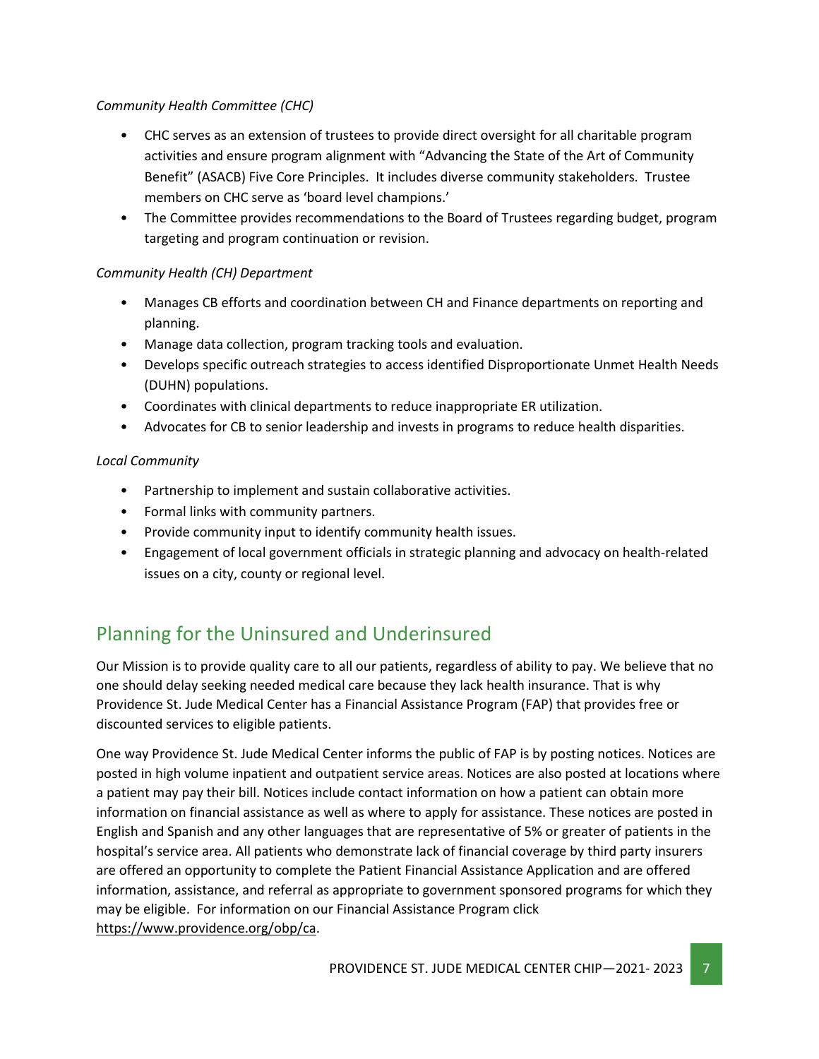*Community Health Committee (CHC)*

- CHC serves as an extension of trustees to provide direct oversight for all charitable program activities and ensure program alignment with "Advancing the State of the Art of Community Benefit" (ASACB) Five Core Principles. It includes diverse community stakeholders. Trustee members on CHC serve as 'board level champions.'
- The Committee provides recommendations to the Board of Trustees regarding budget, program targeting and program continuation or revision.

*Community Health (CH) Department*

- Manages CB efforts and coordination between CH and Finance departments on reporting and planning.
- Manage data collection, program tracking tools and evaluation.
- Develops specific outreach strategies to access identified Disproportionate Unmet Health Needs (DUHN) populations.
- Coordinates with clinical departments to reduce inappropriate ER utilization.
- Advocates for CB to senior leadership and invests in programs to reduce health disparities.

*Local Community*

- Partnership to implement and sustain collaborative activities.
- Formal links with community partners.
- Provide community input to identify community health issues.
- Engagement of local government officials in strategic planning and advocacy on health-related issues on a city, county or regional level.

## Planning for the Uninsured and Underinsured

Our Mission is to provide quality care to all our patients, regardless of ability to pay. We believe that no one should delay seeking needed medical care because they lack health insurance. That is why Providence St. Jude Medical Center has a Financial Assistance Program (FAP) that provides free or discounted services to eligible patients.

One way Providence St. Jude Medical Center informs the public of FAP is by posting notices. Notices are posted in high volume inpatient and outpatient service areas. Notices are also posted at locations where a patient may pay their bill. Notices include contact information on how a patient can obtain more information on financial assistance as well as where to apply for assistance. These notices are posted in English and Spanish and any other languages that are representative of 5% or greater of patients in the hospital's service area. All patients who demonstrate lack of financial coverage by third party insurers are offered an opportunity to complete the Patient Financial Assistance Application and are offered information, assistance, and referral as appropriate to government sponsored programs for which they may be eligible. For information on our Financial Assistance Program click https://www.providence.org/obp/ca.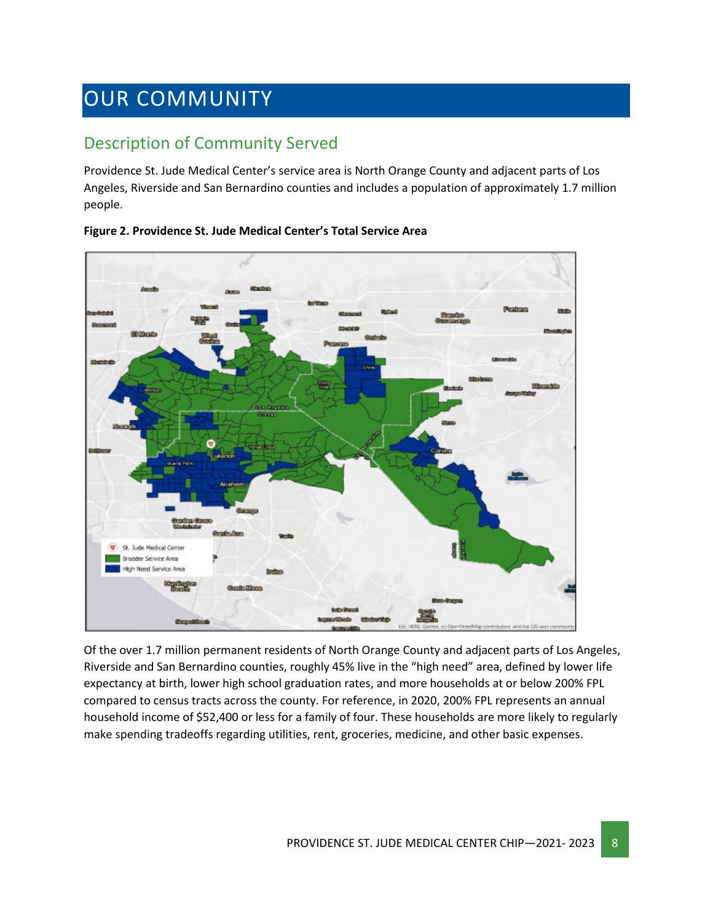# OUR COMMUNITY

## Description of Community Served

Providence St. Jude Medical Center's service area is North Orange County and adjacent parts of Los Angeles, Riverside and San Bernardino counties and includes a population of approximately 1.7 million people.

**Figure 2. Providence St. Jude Medical Center's Total Service Area**

Of the over 1.7 million permanent residents of North Orange County and adjacent parts of Los Angeles, Riverside and San Bernardino counties, roughly 45% live in the "high need" area, defined by lower life expectancy at birth, lower high school graduation rates, and more households at or below 200% FPL compared to census tracts across the county. For reference, in 2020, 200% FPL represents an annual household income of $52,400 or less for a family of four. These households are more likely to regularly make spending tradeoffs regarding utilities, rent, groceries, medicine, and other basic expenses.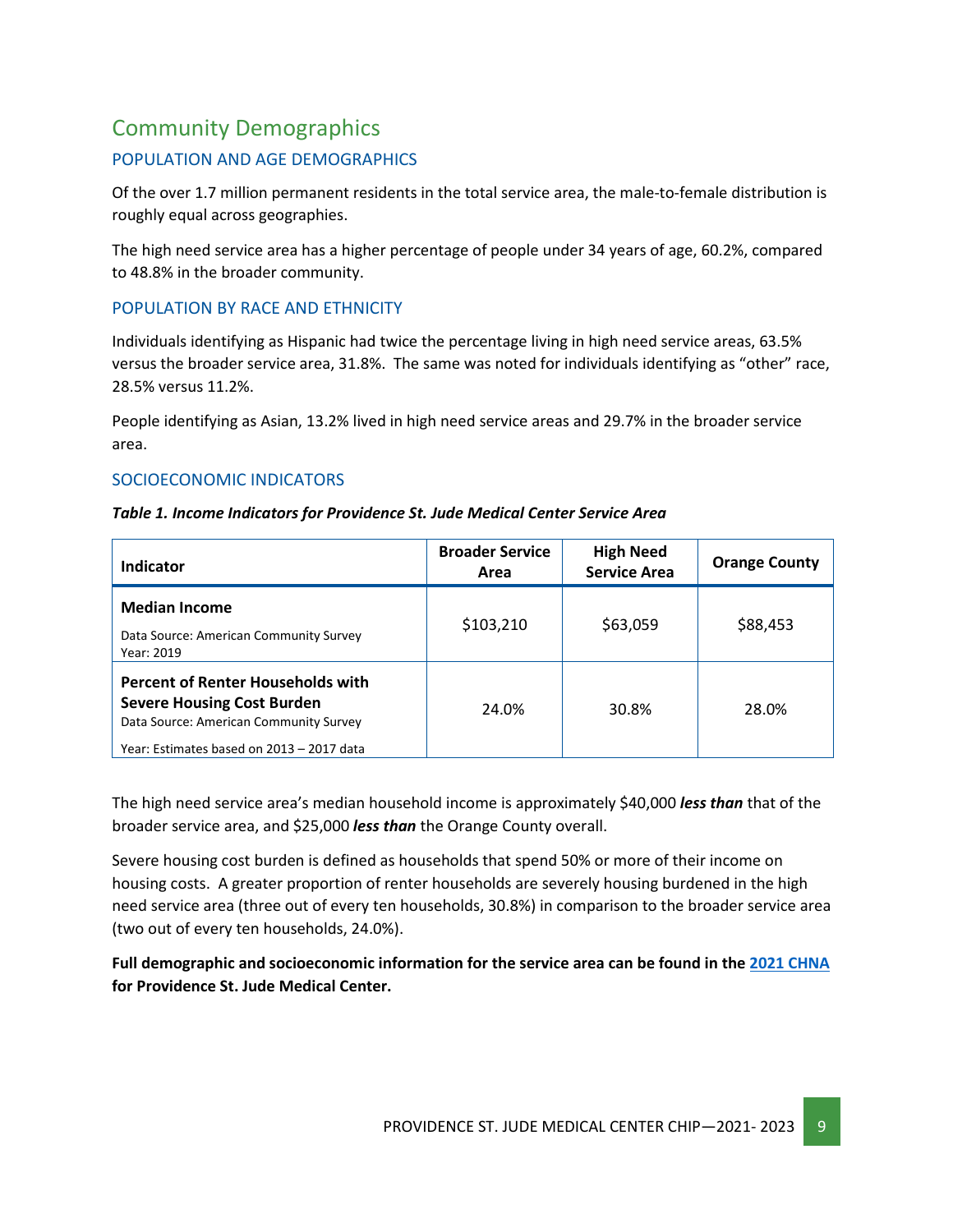## Community Demographics

### POPULATION AND AGE DEMOGRAPHICS

Of the over 1.7 million permanent residents in the total service area, the male-to-female distribution is roughly equal across geographies.

The high need service area has a higher percentage of people under 34 years of age, 60.2%, compared to 48.8% in the broader community.

### POPULATION BY RACE AND ETHNICITY

Individuals identifying as Hispanic had twice the percentage living in high need service areas, 63.5% versus the broader service area, 31.8%. The same was noted for individuals identifying as "other" race, 28.5% versus 11.2%.

People identifying as Asian, 13.2% lived in high need service areas and 29.7% in the broader service area.

### SOCIOECONOMIC INDICATORS

***Table 1. Income Indicators for Providence St. Jude Medical Center Service Area***

| Indicator | Broader Service Area | High Need Service Area | Orange County |
|---|---|---|---|
| **Median Income**<br>Data Source: American Community Survey<br>Year: 2019 | $103,210 | $63,059 | $88,453 |
| **Percent of Renter Households with Severe Housing Cost Burden**<br>Data Source: American Community Survey<br>Year: Estimates based on 2013 – 2017 data | 24.0% | 30.8% | 28.0% |

The high need service area's median household income is approximately $40,000 ***less than*** that of the broader service area, and $25,000 ***less than*** the Orange County overall.

Severe housing cost burden is defined as households that spend 50% or more of their income on housing costs. A greater proportion of renter households are severely housing burdened in the high need service area (three out of every ten households, 30.8%) in comparison to the broader service area (two out of every ten households, 24.0%).

**Full demographic and socioeconomic information for the service area can be found in the 2021 CHNA for Providence St. Jude Medical Center.**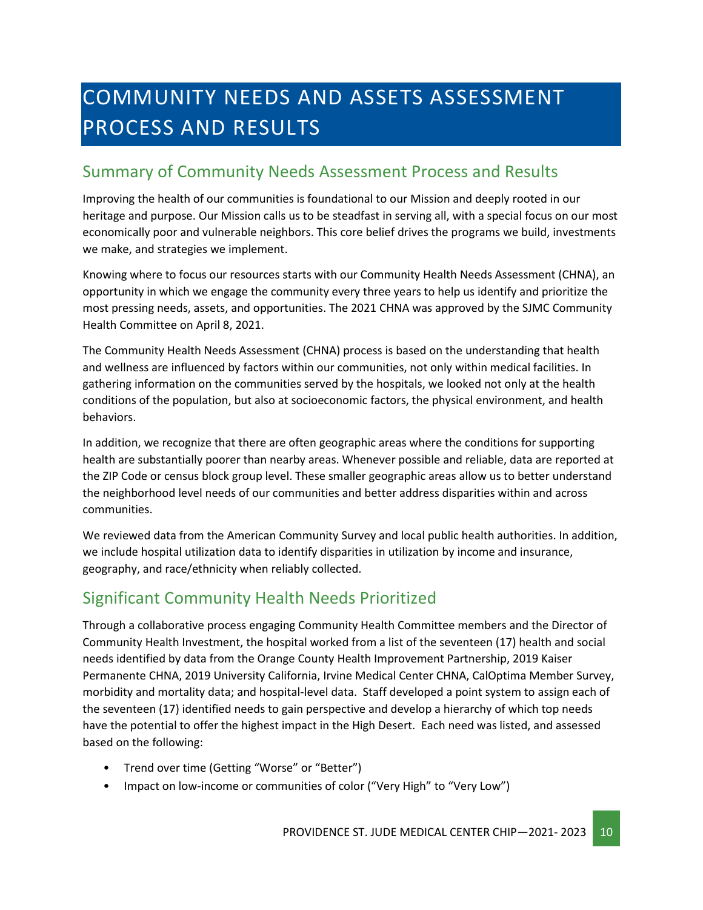# COMMUNITY NEEDS AND ASSETS ASSESSMENT PROCESS AND RESULTS

## Summary of Community Needs Assessment Process and Results

Improving the health of our communities is foundational to our Mission and deeply rooted in our heritage and purpose. Our Mission calls us to be steadfast in serving all, with a special focus on our most economically poor and vulnerable neighbors. This core belief drives the programs we build, investments we make, and strategies we implement.

Knowing where to focus our resources starts with our Community Health Needs Assessment (CHNA), an opportunity in which we engage the community every three years to help us identify and prioritize the most pressing needs, assets, and opportunities. The 2021 CHNA was approved by the SJMC Community Health Committee on April 8, 2021.

The Community Health Needs Assessment (CHNA) process is based on the understanding that health and wellness are influenced by factors within our communities, not only within medical facilities. In gathering information on the communities served by the hospitals, we looked not only at the health conditions of the population, but also at socioeconomic factors, the physical environment, and health behaviors.

In addition, we recognize that there are often geographic areas where the conditions for supporting health are substantially poorer than nearby areas. Whenever possible and reliable, data are reported at the ZIP Code or census block group level. These smaller geographic areas allow us to better understand the neighborhood level needs of our communities and better address disparities within and across communities.

We reviewed data from the American Community Survey and local public health authorities. In addition, we include hospital utilization data to identify disparities in utilization by income and insurance, geography, and race/ethnicity when reliably collected.

## Significant Community Health Needs Prioritized

Through a collaborative process engaging Community Health Committee members and the Director of Community Health Investment, the hospital worked from a list of the seventeen (17) health and social needs identified by data from the Orange County Health Improvement Partnership, 2019 Kaiser Permanente CHNA, 2019 University California, Irvine Medical Center CHNA, CalOptima Member Survey, morbidity and mortality data; and hospital-level data. Staff developed a point system to assign each of the seventeen (17) identified needs to gain perspective and develop a hierarchy of which top needs have the potential to offer the highest impact in the High Desert. Each need was listed, and assessed based on the following:

- Trend over time (Getting "Worse" or "Better")
- Impact on low-income or communities of color ("Very High" to "Very Low")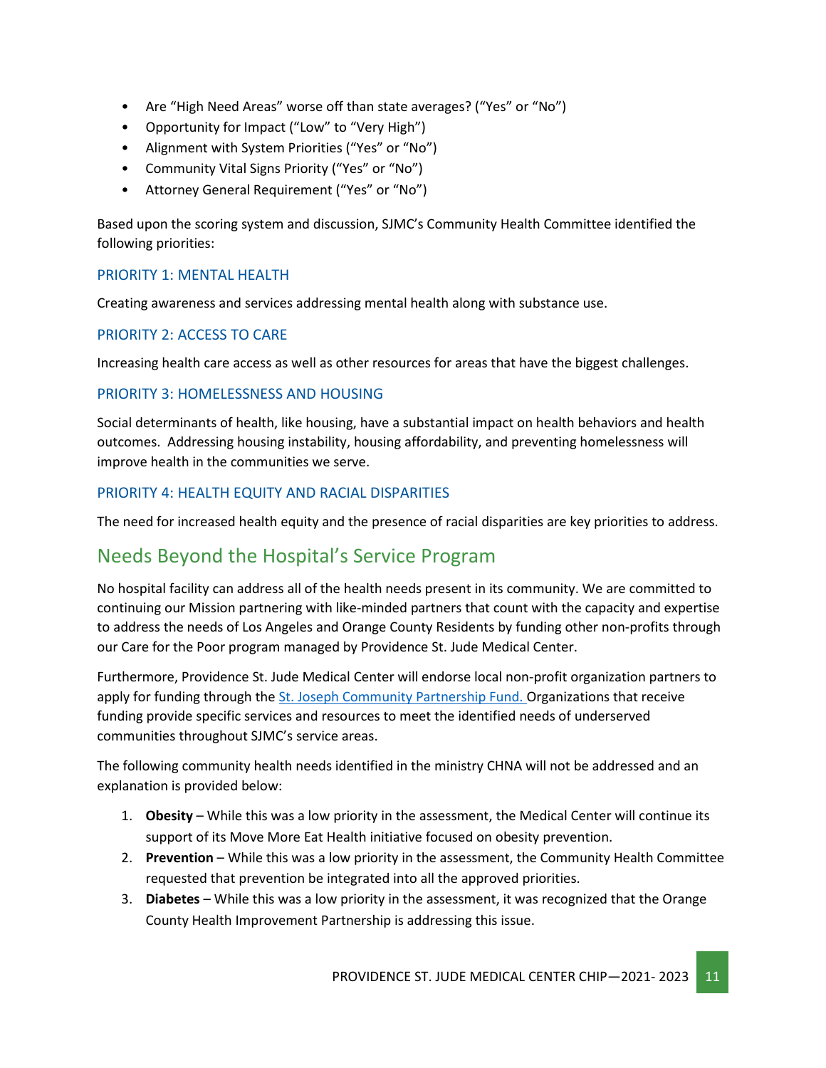- Are “High Need Areas” worse off than state averages? (“Yes” or “No”)
- Opportunity for Impact (“Low” to “Very High”)
- Alignment with System Priorities (“Yes” or “No”)
- Community Vital Signs Priority (“Yes” or “No”)
- Attorney General Requirement (“Yes” or “No”)

Based upon the scoring system and discussion, SJMC’s Community Health Committee identified the following priorities:

### PRIORITY 1: MENTAL HEALTH

Creating awareness and services addressing mental health along with substance use.

### PRIORITY 2: ACCESS TO CARE

Increasing health care access as well as other resources for areas that have the biggest challenges.

### PRIORITY 3: HOMELESSNESS AND HOUSING

Social determinants of health, like housing, have a substantial impact on health behaviors and health outcomes. Addressing housing instability, housing affordability, and preventing homelessness will improve health in the communities we serve.

### PRIORITY 4: HEALTH EQUITY AND RACIAL DISPARITIES

The need for increased health equity and the presence of racial disparities are key priorities to address.

## Needs Beyond the Hospital’s Service Program

No hospital facility can address all of the health needs present in its community. We are committed to continuing our Mission partnering with like-minded partners that count with the capacity and expertise to address the needs of Los Angeles and Orange County Residents by funding other non-profits through our Care for the Poor program managed by Providence St. Jude Medical Center.

Furthermore, Providence St. Jude Medical Center will endorse local non-profit organization partners to apply for funding through the St. Joseph Community Partnership Fund. Organizations that receive funding provide specific services and resources to meet the identified needs of underserved communities throughout SJMC’s service areas.

The following community health needs identified in the ministry CHNA will not be addressed and an explanation is provided below:

1. **Obesity** – While this was a low priority in the assessment, the Medical Center will continue its support of its Move More Eat Health initiative focused on obesity prevention.
2. **Prevention** – While this was a low priority in the assessment, the Community Health Committee requested that prevention be integrated into all the approved priorities.
3. **Diabetes** – While this was a low priority in the assessment, it was recognized that the Orange County Health Improvement Partnership is addressing this issue.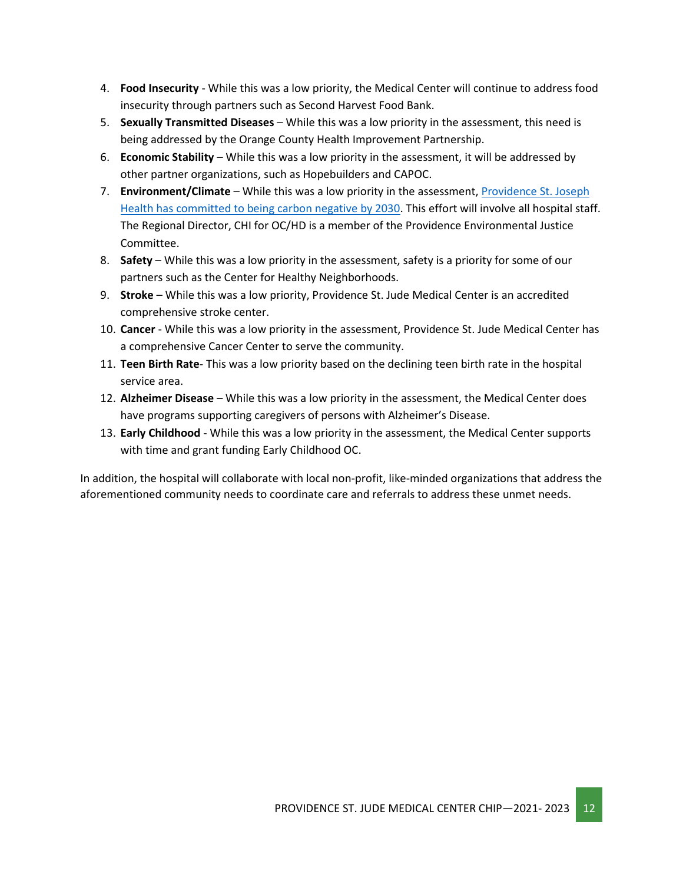4. **Food Insecurity** - While this was a low priority, the Medical Center will continue to address food insecurity through partners such as Second Harvest Food Bank.
5. **Sexually Transmitted Diseases** – While this was a low priority in the assessment, this need is being addressed by the Orange County Health Improvement Partnership.
6. **Economic Stability** – While this was a low priority in the assessment, it will be addressed by other partner organizations, such as Hopebuilders and CAPOC.
7. **Environment/Climate** – While this was a low priority in the assessment, Providence St. Joseph Health has committed to being carbon negative by 2030. This effort will involve all hospital staff. The Regional Director, CHI for OC/HD is a member of the Providence Environmental Justice Committee.
8. **Safety** – While this was a low priority in the assessment, safety is a priority for some of our partners such as the Center for Healthy Neighborhoods.
9. **Stroke** – While this was a low priority, Providence St. Jude Medical Center is an accredited comprehensive stroke center.
10. **Cancer** - While this was a low priority in the assessment, Providence St. Jude Medical Center has a comprehensive Cancer Center to serve the community.
11. **Teen Birth Rate**- This was a low priority based on the declining teen birth rate in the hospital service area.
12. **Alzheimer Disease** – While this was a low priority in the assessment, the Medical Center does have programs supporting caregivers of persons with Alzheimer's Disease.
13. **Early Childhood** - While this was a low priority in the assessment, the Medical Center supports with time and grant funding Early Childhood OC.

In addition, the hospital will collaborate with local non-profit, like-minded organizations that address the aforementioned community needs to coordinate care and referrals to address these unmet needs.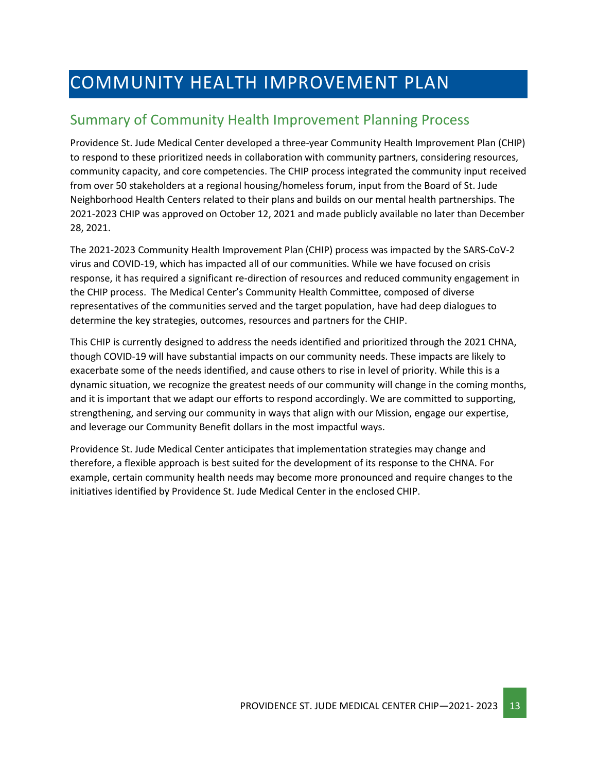# COMMUNITY HEALTH IMPROVEMENT PLAN

## Summary of Community Health Improvement Planning Process

Providence St. Jude Medical Center developed a three-year Community Health Improvement Plan (CHIP) to respond to these prioritized needs in collaboration with community partners, considering resources, community capacity, and core competencies. The CHIP process integrated the community input received from over 50 stakeholders at a regional housing/homeless forum, input from the Board of St. Jude Neighborhood Health Centers related to their plans and builds on our mental health partnerships. The 2021-2023 CHIP was approved on October 12, 2021 and made publicly available no later than December 28, 2021.

The 2021-2023 Community Health Improvement Plan (CHIP) process was impacted by the SARS-CoV-2 virus and COVID-19, which has impacted all of our communities. While we have focused on crisis response, it has required a significant re-direction of resources and reduced community engagement in the CHIP process. The Medical Center's Community Health Committee, composed of diverse representatives of the communities served and the target population, have had deep dialogues to determine the key strategies, outcomes, resources and partners for the CHIP.

This CHIP is currently designed to address the needs identified and prioritized through the 2021 CHNA, though COVID-19 will have substantial impacts on our community needs. These impacts are likely to exacerbate some of the needs identified, and cause others to rise in level of priority. While this is a dynamic situation, we recognize the greatest needs of our community will change in the coming months, and it is important that we adapt our efforts to respond accordingly. We are committed to supporting, strengthening, and serving our community in ways that align with our Mission, engage our expertise, and leverage our Community Benefit dollars in the most impactful ways.

Providence St. Jude Medical Center anticipates that implementation strategies may change and therefore, a flexible approach is best suited for the development of its response to the CHNA. For example, certain community health needs may become more pronounced and require changes to the initiatives identified by Providence St. Jude Medical Center in the enclosed CHIP.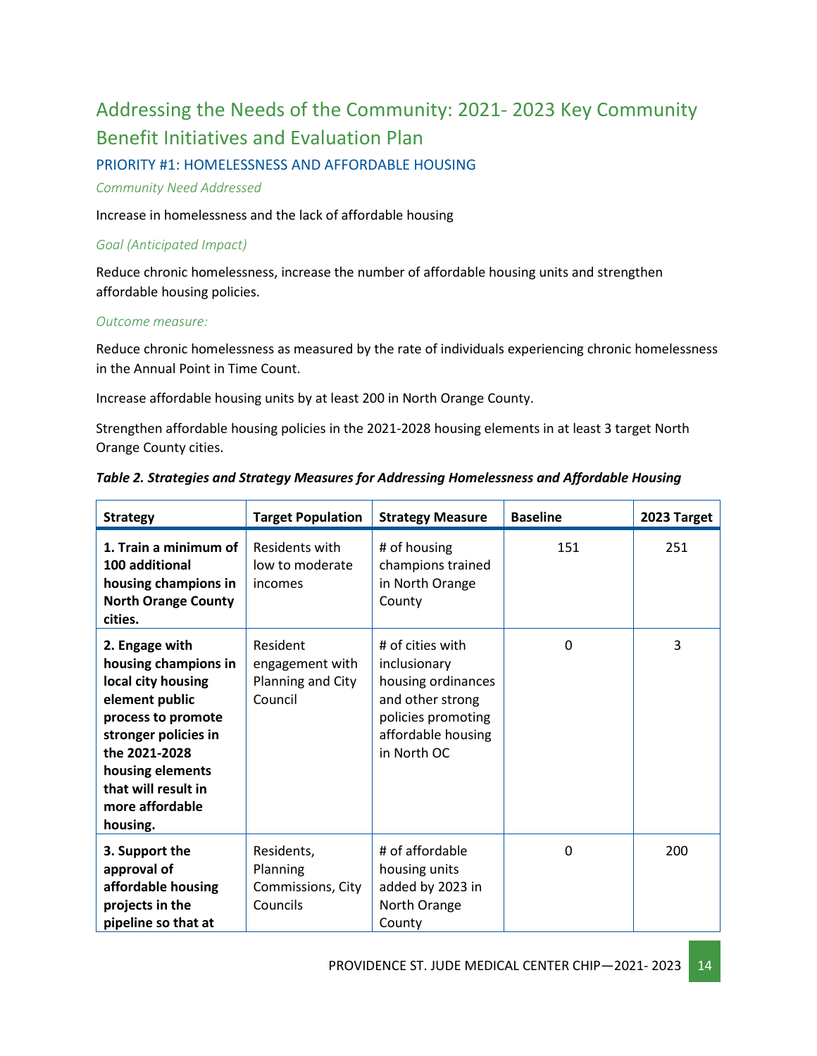## Addressing the Needs of the Community: 2021- 2023 Key Community Benefit Initiatives and Evaluation Plan

### PRIORITY #1: HOMELESSNESS AND AFFORDABLE HOUSING

*Community Need Addressed*

Increase in homelessness and the lack of affordable housing

*Goal (Anticipated Impact)*

Reduce chronic homelessness, increase the number of affordable housing units and strengthen affordable housing policies.

*Outcome measure:*

Reduce chronic homelessness as measured by the rate of individuals experiencing chronic homelessness in the Annual Point in Time Count.

Increase affordable housing units by at least 200 in North Orange County.

Strengthen affordable housing policies in the 2021-2028 housing elements in at least 3 target North Orange County cities.

***Table 2. Strategies and Strategy Measures for Addressing Homelessness and Affordable Housing***

| Strategy | Target Population | Strategy Measure | Baseline | 2023 Target |
|---|---|---|---|---|
| **1. Train a minimum of 100 additional housing champions in North Orange County cities.** | Residents with low to moderate incomes | # of housing champions trained in North Orange County | 151 | 251 |
| **2. Engage with housing champions in local city housing element public process to promote stronger policies in the 2021-2028 housing elements that will result in more affordable housing.** | Resident engagement with Planning and City Council | # of cities with inclusionary housing ordinances and other strong policies promoting affordable housing in North OC | 0 | 3 |
| **3. Support the approval of affordable housing projects in the pipeline so that at** | Residents, Planning Commissions, City Councils | # of affordable housing units added by 2023 in North Orange County | 0 | 200 |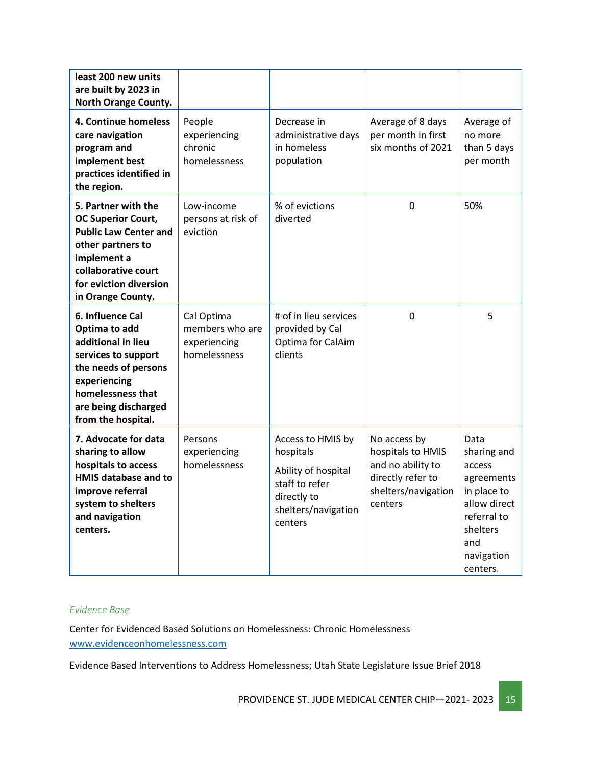| | | | | |
|---|---|---|---|---|
| **least 200 new units are built by 2023 in North Orange County.** | | | | |
| **4. Continue homeless care navigation program and implement best practices identified in the region.** | People experiencing chronic homelessness | Decrease in administrative days in homeless population | Average of 8 days per month in first six months of 2021 | Average of no more than 5 days per month |
| **5. Partner with the OC Superior Court, Public Law Center and other partners to implement a collaborative court for eviction diversion in Orange County.** | Low-income persons at risk of eviction | % of evictions diverted | 0 | 50% |
| **6. Influence Cal Optima to add additional in lieu services to support the needs of persons experiencing homelessness that are being discharged from the hospital.** | Cal Optima members who are experiencing homelessness | # of in lieu services provided by Cal Optima for CalAim clients | 0 | 5 |
| **7. Advocate for data sharing to allow hospitals to access HMIS database and to improve referral system to shelters and navigation centers.** | Persons experiencing homelessness | Access to HMIS by hospitals<br><br>Ability of hospital staff to refer directly to shelters/navigation centers | No access by hospitals to HMIS and no ability to directly refer to shelters/navigation centers | Data sharing and access agreements in place to allow direct referral to shelters and navigation centers. |

*Evidence Base*

Center for Evidenced Based Solutions on Homelessness: Chronic Homelessness
www.evidenceonhomelessness.com

Evidence Based Interventions to Address Homelessness; Utah State Legislature Issue Brief 2018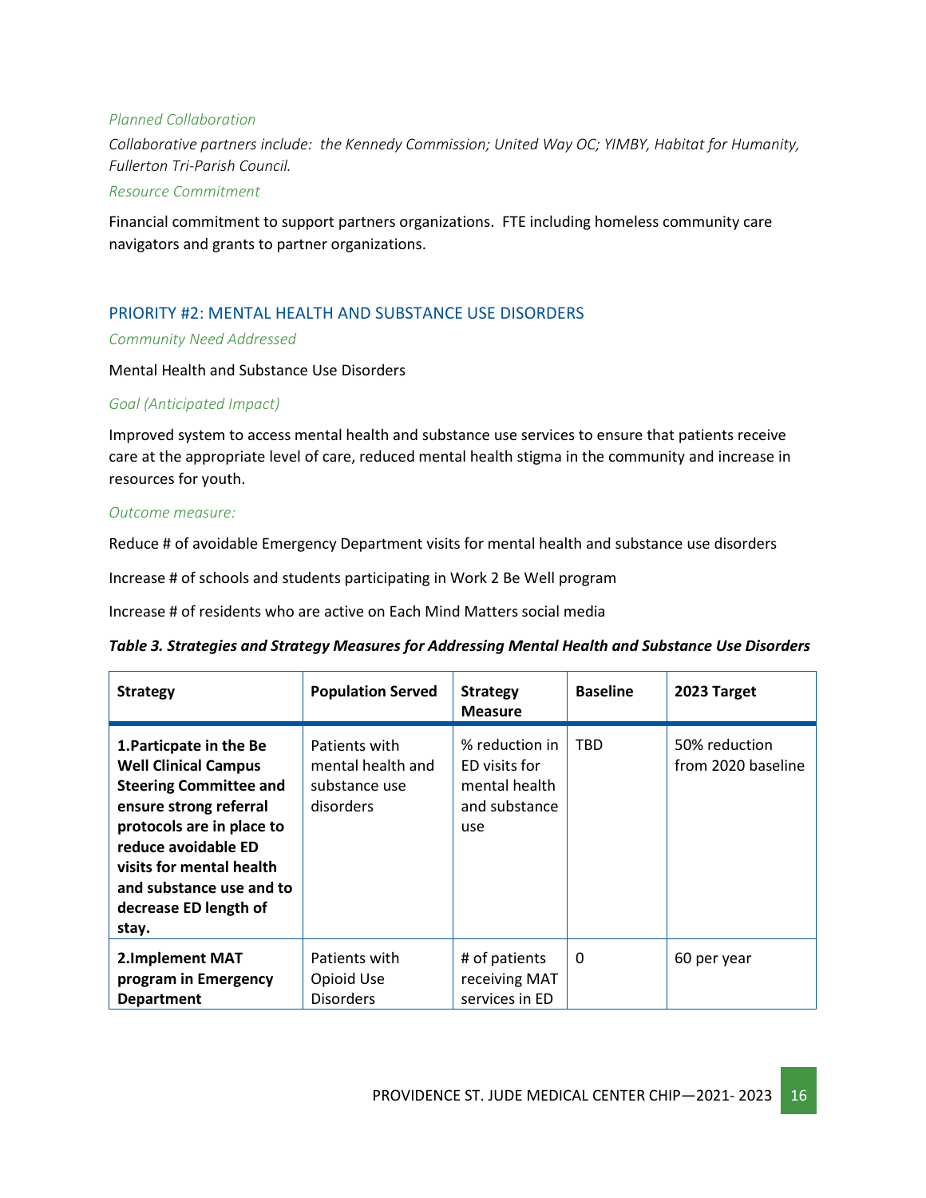*Planned Collaboration*

*Collaborative partners include: the Kennedy Commission; United Way OC; YIMBY, Habitat for Humanity, Fullerton Tri-Parish Council.*

*Resource Commitment*

Financial commitment to support partners organizations. FTE including homeless community care navigators and grants to partner organizations.

## PRIORITY #2: MENTAL HEALTH AND SUBSTANCE USE DISORDERS

*Community Need Addressed*

Mental Health and Substance Use Disorders

*Goal (Anticipated Impact)*

Improved system to access mental health and substance use services to ensure that patients receive care at the appropriate level of care, reduced mental health stigma in the community and increase in resources for youth.

*Outcome measure:*

Reduce # of avoidable Emergency Department visits for mental health and substance use disorders

Increase # of schools and students participating in Work 2 Be Well program

Increase # of residents who are active on Each Mind Matters social media

***Table 3. Strategies and Strategy Measures for Addressing Mental Health and Substance Use Disorders***

| Strategy | Population Served | Strategy Measure | Baseline | 2023 Target |
|---|---|---|---|---|
| **1.Particpate in the Be Well Clinical Campus Steering Committee and ensure strong referral protocols are in place to reduce avoidable ED visits for mental health and substance use and to decrease ED length of stay.** | Patients with mental health and substance use disorders | % reduction in ED visits for mental health and substance use | TBD | 50% reduction from 2020 baseline |
| **2.Implement MAT program in Emergency Department** | Patients with Opioid Use Disorders | # of patients receiving MAT services in ED | 0 | 60 per year |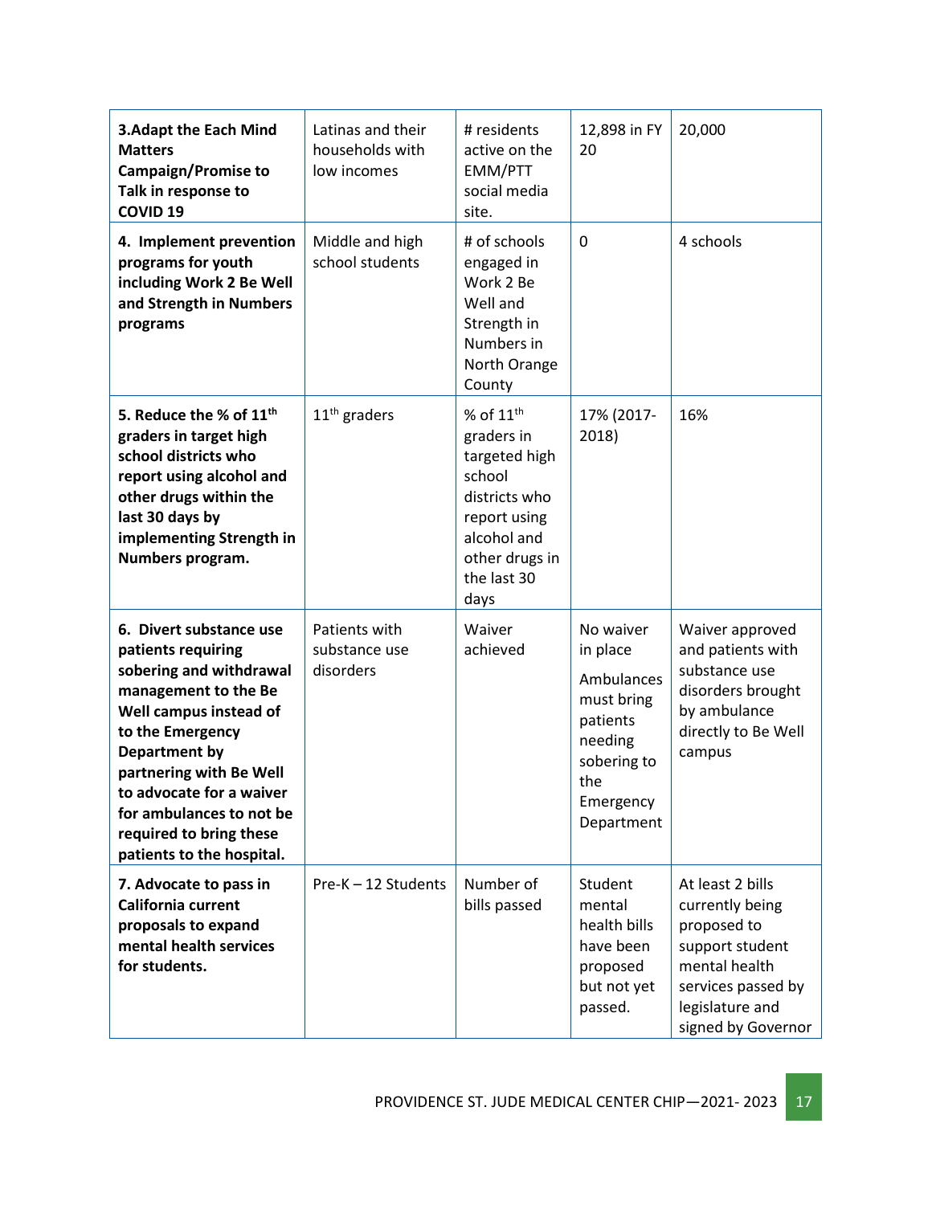| **3.Adapt the Each Mind Matters Campaign/Promise to Talk in response to COVID 19** | Latinas and their households with low incomes | # residents active on the EMM/PTT social media site. | 12,898 in FY 20 | 20,000 |
|---|---|---|---|---|
| **4. Implement prevention programs for youth including Work 2 Be Well and Strength in Numbers programs** | Middle and high school students | # of schools engaged in Work 2 Be Well and Strength in Numbers in North Orange County | 0 | 4 schools |
| **5. Reduce the % of 11th graders in target high school districts who report using alcohol and other drugs within the last 30 days by implementing Strength in Numbers program.** | 11th graders | % of 11th graders in targeted high school districts who report using alcohol and other drugs in the last 30 days | 17% (2017-2018) | 16% |
| **6. Divert substance use patients requiring sobering and withdrawal management to the Be Well campus instead of to the Emergency Department by partnering with Be Well to advocate for a waiver for ambulances to not be required to bring these patients to the hospital.** | Patients with substance use disorders | Waiver achieved | No waiver in place<br><br>Ambulances must bring patients needing sobering to the Emergency Department | Waiver approved and patients with substance use disorders brought by ambulance directly to Be Well campus |
| **7. Advocate to pass in California current proposals to expand mental health services for students.** | Pre-K – 12 Students | Number of bills passed | Student mental health bills have been proposed but not yet passed. | At least 2 bills currently being proposed to support student mental health services passed by legislature and signed by Governor |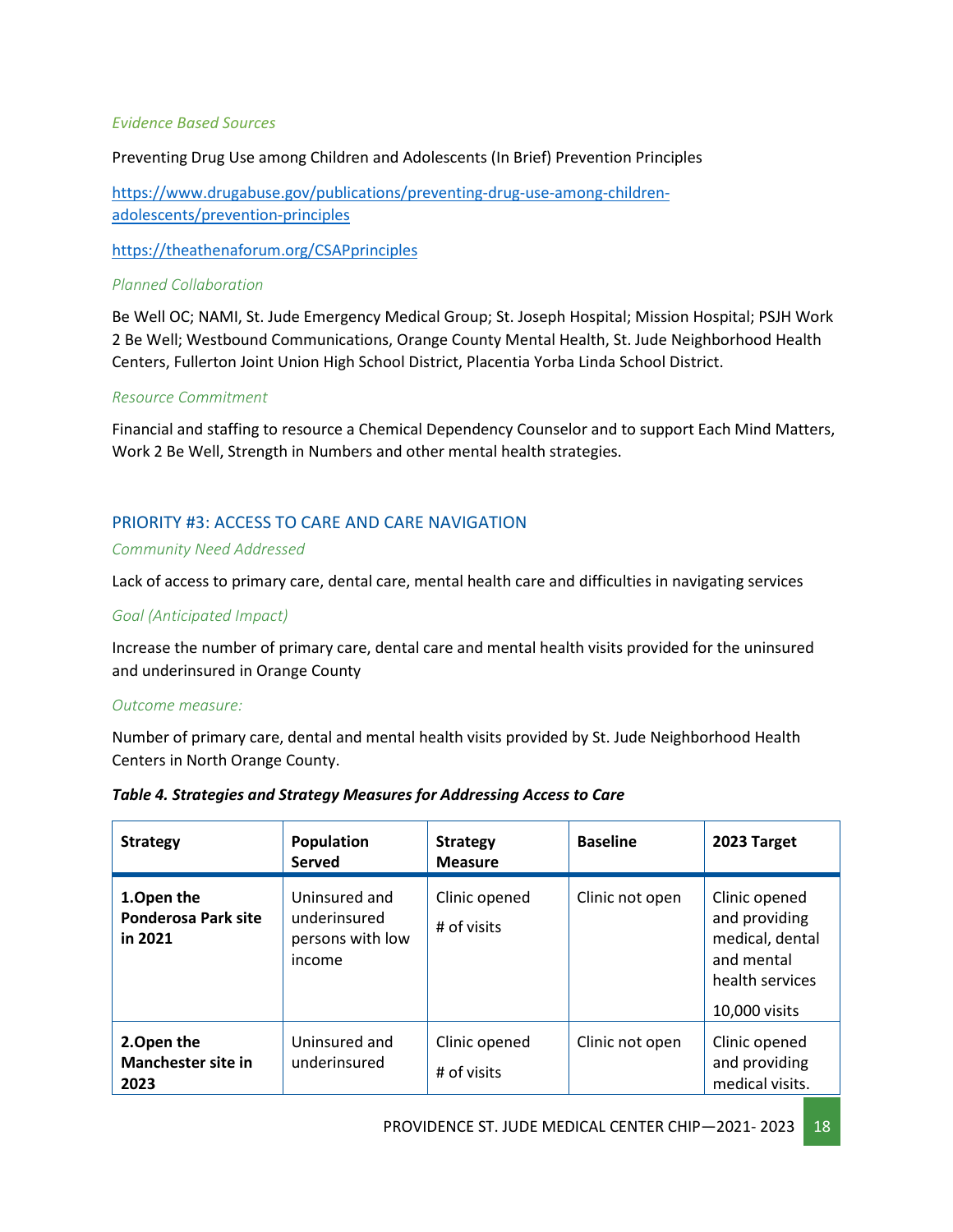*Evidence Based Sources*

Preventing Drug Use among Children and Adolescents (In Brief) Prevention Principles

https://www.drugabuse.gov/publications/preventing-drug-use-among-children-adolescents/prevention-principles

https://theathenaforum.org/CSAPprinciples

*Planned Collaboration*

Be Well OC; NAMI, St. Jude Emergency Medical Group; St. Joseph Hospital; Mission Hospital; PSJH Work 2 Be Well; Westbound Communications, Orange County Mental Health, St. Jude Neighborhood Health Centers, Fullerton Joint Union High School District, Placentia Yorba Linda School District.

*Resource Commitment*

Financial and staffing to resource a Chemical Dependency Counselor and to support Each Mind Matters, Work 2 Be Well, Strength in Numbers and other mental health strategies.

## PRIORITY #3: ACCESS TO CARE AND CARE NAVIGATION

*Community Need Addressed*

Lack of access to primary care, dental care, mental health care and difficulties in navigating services

*Goal (Anticipated Impact)*

Increase the number of primary care, dental care and mental health visits provided for the uninsured and underinsured in Orange County

*Outcome measure:*

Number of primary care, dental and mental health visits provided by St. Jude Neighborhood Health Centers in North Orange County.

***Table 4. Strategies and Strategy Measures for Addressing Access to Care***

| Strategy | Population Served | Strategy Measure | Baseline | 2023 Target |
|---|---|---|---|---|
| **1.Open the Ponderosa Park site in 2021** | Uninsured and underinsured persons with low income | Clinic opened<br># of visits | Clinic not open | Clinic opened and providing medical, dental and mental health services<br>10,000 visits |
| **2.Open the Manchester site in 2023** | Uninsured and underinsured | Clinic opened<br># of visits | Clinic not open | Clinic opened and providing medical visits. |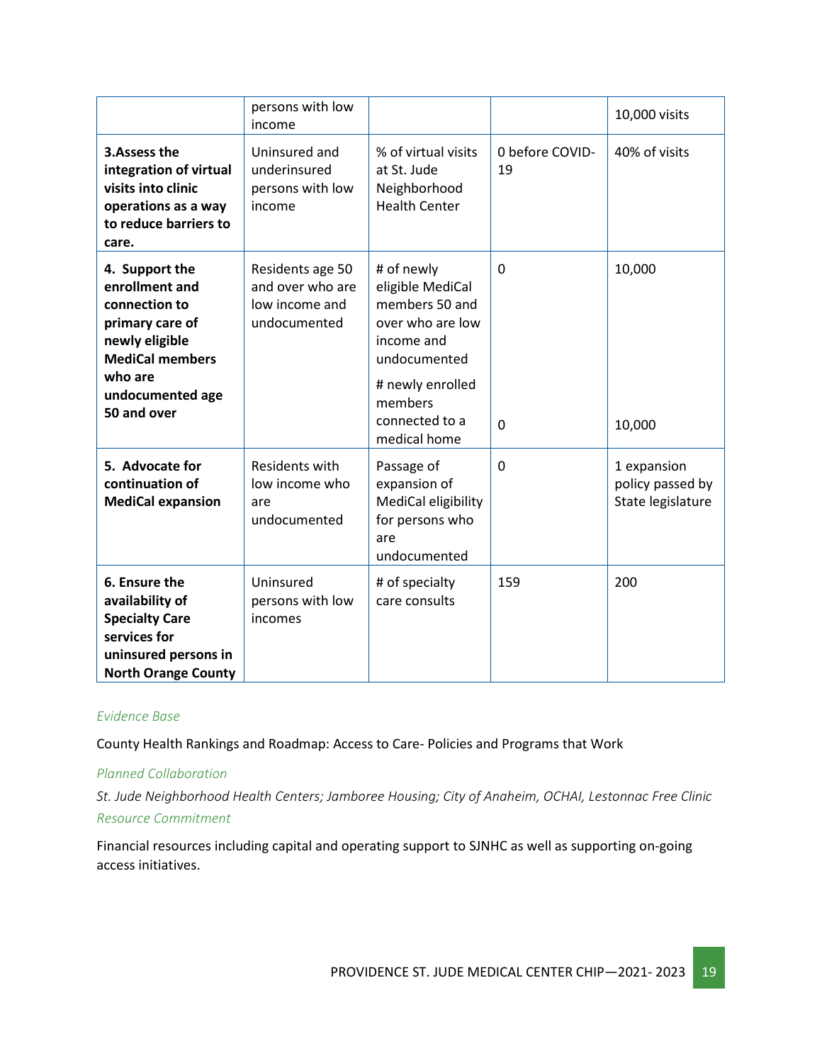|  |  |  |  |  |
|---|---|---|---|---|
|  | persons with low income |  |  | 10,000 visits |
| **3.Assess the integration of virtual visits into clinic operations as a way to reduce barriers to care.** | Uninsured and underinsured persons with low income | % of virtual visits at St. Jude Neighborhood Health Center | 0 before COVID-19 | 40% of visits |
| **4. Support the enrollment and connection to primary care of newly eligible MediCal members who are undocumented age 50 and over** | Residents age 50 and over who are low income and undocumented | # of newly eligible MediCal members 50 and over who are low income and undocumented<br># newly enrolled members connected to a medical home | 0<br><br>0 | 10,000<br><br>10,000 |
| **5. Advocate for continuation of MediCal expansion** | Residents with low income who are undocumented | Passage of expansion of MediCal eligibility for persons who are undocumented | 0 | 1 expansion policy passed by State legislature |
| **6. Ensure the availability of Specialty Care services for uninsured persons in North Orange County** | Uninsured persons with low incomes | # of specialty care consults | 159 | 200 |

*Evidence Base*

County Health Rankings and Roadmap: Access to Care- Policies and Programs that Work

*Planned Collaboration*

*St. Jude Neighborhood Health Centers; Jamboree Housing; City of Anaheim, OCHAI, Lestonnac Free Clinic*

*Resource Commitment*

Financial resources including capital and operating support to SJNHC as well as supporting on-going access initiatives.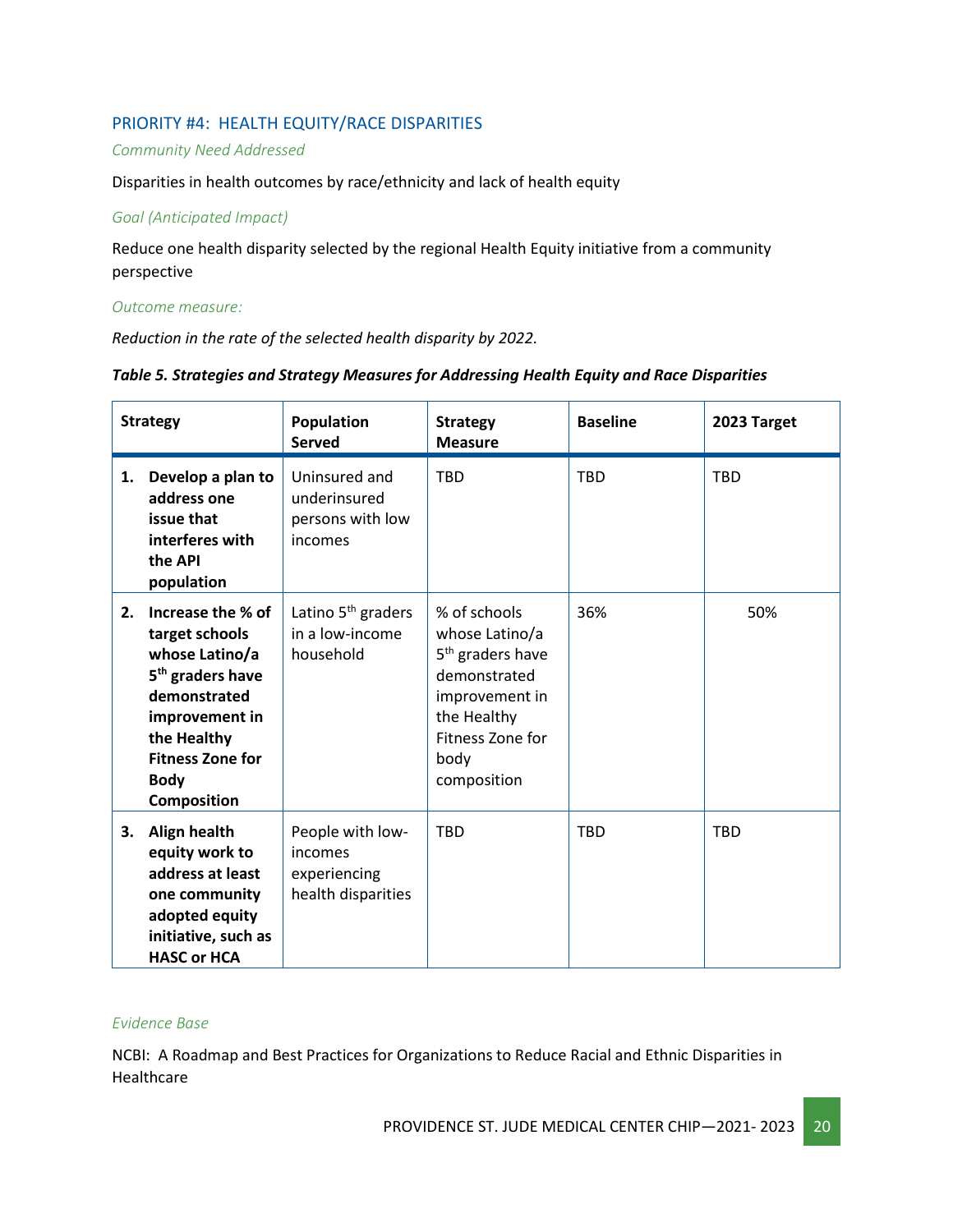## PRIORITY #4: HEALTH EQUITY/RACE DISPARITIES

*Community Need Addressed*

Disparities in health outcomes by race/ethnicity and lack of health equity

*Goal (Anticipated Impact)*

Reduce one health disparity selected by the regional Health Equity initiative from a community perspective

*Outcome measure:*

*Reduction in the rate of the selected health disparity by 2022.*

***Table 5. Strategies and Strategy Measures for Addressing Health Equity and Race Disparities***

| Strategy | Population Served | Strategy Measure | Baseline | 2023 Target |
|---|---|---|---|---|
| **1. Develop a plan to address one issue that interferes with the API population** | Uninsured and underinsured persons with low incomes | TBD | TBD | TBD |
| **2. Increase the % of target schools whose Latino/a 5th graders have demonstrated improvement in the Healthy Fitness Zone for Body Composition** | Latino 5th graders in a low-income household | % of schools whose Latino/a 5th graders have demonstrated improvement in the Healthy Fitness Zone for body composition | 36% | 50% |
| **3. Align health equity work to address at least one community adopted equity initiative, such as HASC or HCA** | People with low-incomes experiencing health disparities | TBD | TBD | TBD |

*Evidence Base*

NCBI: A Roadmap and Best Practices for Organizations to Reduce Racial and Ethnic Disparities in Healthcare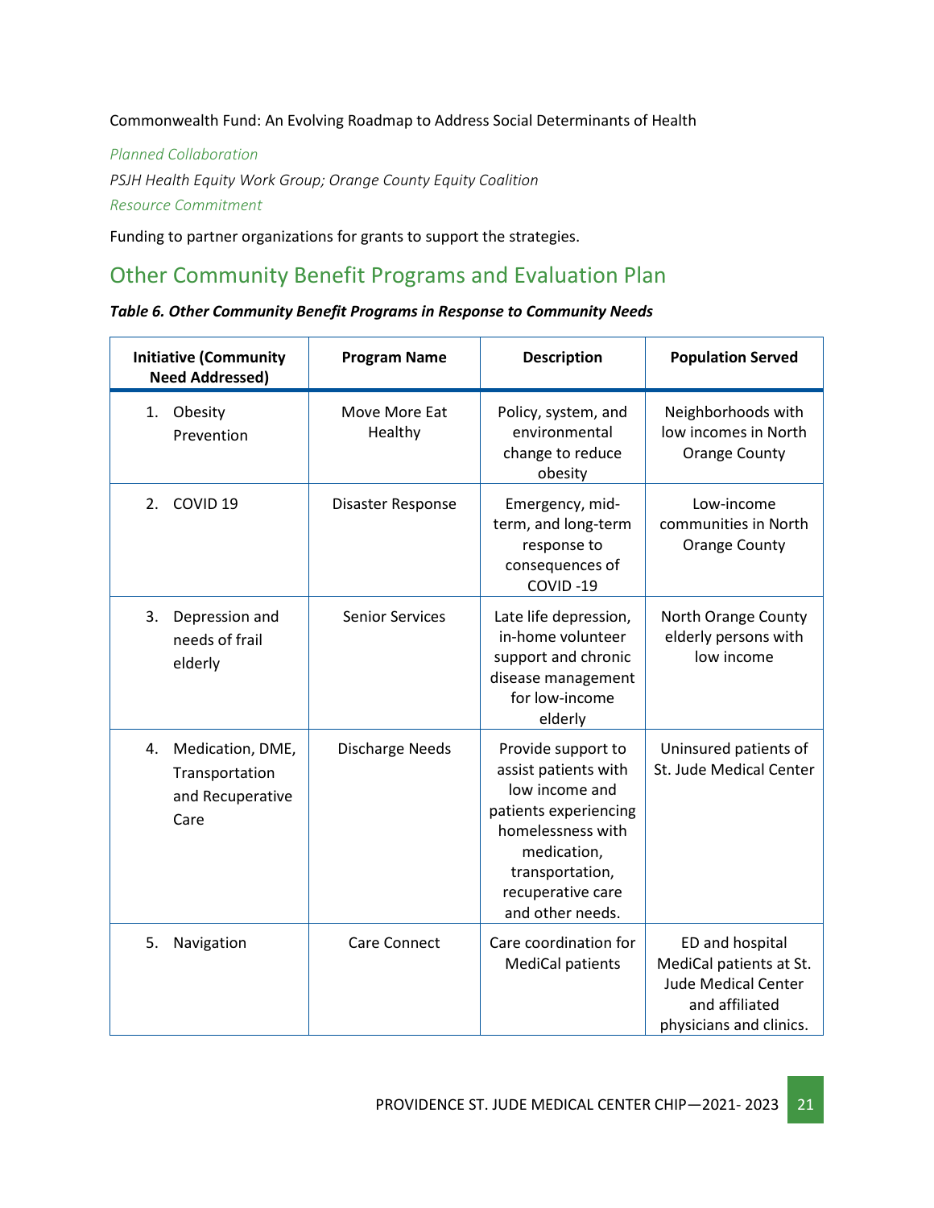Commonwealth Fund: An Evolving Roadmap to Address Social Determinants of Health

*Planned Collaboration*

*PSJH Health Equity Work Group; Orange County Equity Coalition*

*Resource Commitment*

Funding to partner organizations for grants to support the strategies.

## Other Community Benefit Programs and Evaluation Plan

***Table 6. Other Community Benefit Programs in Response to Community Needs***

| Initiative (Community Need Addressed) | Program Name | Description | Population Served |
|---|---|---|---|
| 1. Obesity Prevention | Move More Eat Healthy | Policy, system, and environmental change to reduce obesity | Neighborhoods with low incomes in North Orange County |
| 2. COVID 19 | Disaster Response | Emergency, mid-term, and long-term response to consequences of COVID -19 | Low-income communities in North Orange County |
| 3. Depression and needs of frail elderly | Senior Services | Late life depression, in-home volunteer support and chronic disease management for low-income elderly | North Orange County elderly persons with low income |
| 4. Medication, DME, Transportation and Recuperative Care | Discharge Needs | Provide support to assist patients with low income and patients experiencing homelessness with medication, transportation, recuperative care and other needs. | Uninsured patients of St. Jude Medical Center |
| 5. Navigation | Care Connect | Care coordination for MediCal patients | ED and hospital MediCal patients at St. Jude Medical Center and affiliated physicians and clinics. |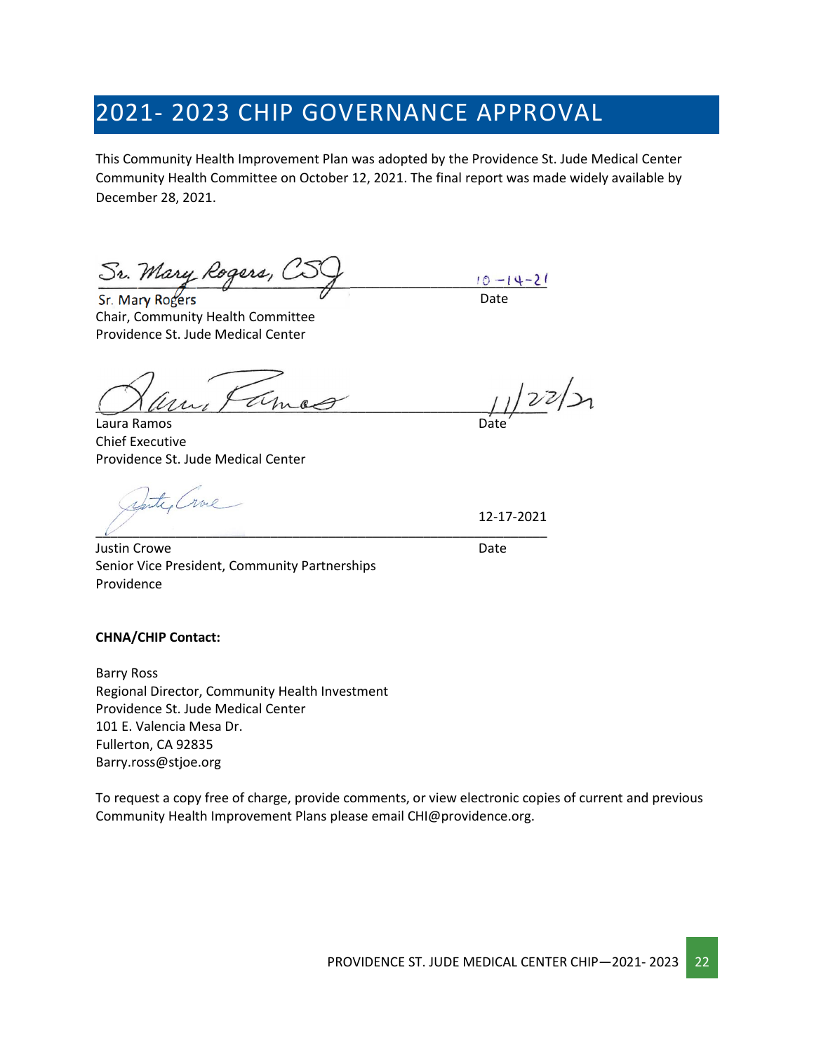# 2021- 2023 CHIP GOVERNANCE APPROVAL

This Community Health Improvement Plan was adopted by the Providence St. Jude Medical Center Community Health Committee on October 12, 2021. The final report was made widely available by December 28, 2021.

Sr. Mary Rogers, CSJ — 10-14-21

Sr. Mary Rogers  
Chair, Community Health Committee  
Providence St. Jude Medical Center  
Date

Laura Ramos — 11/22/21

Laura Ramos  
Chief Executive  
Providence St. Jude Medical Center  
Date

Justin Crowe — 12-17-2021

Justin Crowe  
Senior Vice President, Community Partnerships  
Providence  
Date

**CHNA/CHIP Contact:**

Barry Ross  
Regional Director, Community Health Investment  
Providence St. Jude Medical Center  
101 E. Valencia Mesa Dr.  
Fullerton, CA 92835  
Barry.ross@stjoe.org

To request a copy free of charge, provide comments, or view electronic copies of current and previous Community Health Improvement Plans please email CHI@providence.org.